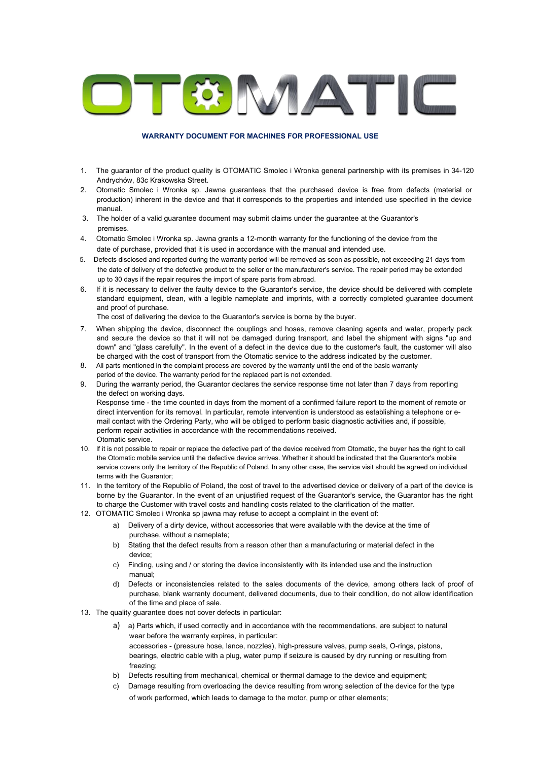OTOMATIC

**WARRANTY DOCUMENT FOR MACHINES FOR PROFESSIONAL USE**

1. The guarantor of the product quality is OTOMATIC Smolec i Wronka general partnership with its premises in 34-120 Andrychów, 83c Krakowska Street.
2. Otomatic Smolec i Wronka sp. Jawna guarantees that the purchased device is free from defects (material or production) inherent in the device and that it corresponds to the properties and intended use specified in the device manual.
3. The holder of a valid guarantee document may submit claims under the guarantee at the Guarantor's premises.
4. Otomatic Smolec i Wronka sp. Jawna grants a 12-month warranty for the functioning of the device from the date of purchase, provided that it is used in accordance with the manual and intended use.
5. Defects disclosed and reported during the warranty period will be removed as soon as possible, not exceeding 21 days from the date of delivery of the defective product to the seller or the manufacturer's service. The repair period may be extended up to 30 days if the repair requires the import of spare parts from abroad.
6. If it is necessary to deliver the faulty device to the Guarantor's service, the device should be delivered with complete standard equipment, clean, with a legible nameplate and imprints, with a correctly completed guarantee document and proof of purchase.
   The cost of delivering the device to the Guarantor's service is borne by the buyer.
7. When shipping the device, disconnect the couplings and hoses, remove cleaning agents and water, properly pack and secure the device so that it will not be damaged during transport, and label the shipment with signs "up and down" and "glass carefully". In the event of a defect in the device due to the customer's fault, the customer will also be charged with the cost of transport from the Otomatic service to the address indicated by the customer.
8. All parts mentioned in the complaint process are covered by the warranty until the end of the basic warranty period of the device. The warranty period for the replaced part is not extended.
9. During the warranty period, the Guarantor declares the service response time not later than 7 days from reporting the defect on working days.
   Response time - the time counted in days from the moment of a confirmed failure report to the moment of remote or direct intervention for its removal. In particular, remote intervention is understood as establishing a telephone or e-mail contact with the Ordering Party, who will be obliged to perform basic diagnostic activities and, if possible, perform repair activities in accordance with the recommendations received.
   Otomatic service.
10. If it is not possible to repair or replace the defective part of the device received from Otomatic, the buyer has the right to call the Otomatic mobile service until the defective device arrives. Whether it should be indicated that the Guarantor's mobile service covers only the territory of the Republic of Poland. In any other case, the service visit should be agreed on individual terms with the Guarantor;
11. In the territory of the Republic of Poland, the cost of travel to the advertised device or delivery of a part of the device is borne by the Guarantor. In the event of an unjustified request of the Guarantor's service, the Guarantor has the right to charge the Customer with travel costs and handling costs related to the clarification of the matter.
12. OTOMATIC Smolec i Wronka sp jawna may refuse to accept a complaint in the event of:
    a) Delivery of a dirty device, without accessories that were available with the device at the time of purchase, without a nameplate;
    b) Stating that the defect results from a reason other than a manufacturing or material defect in the device;
    c) Finding, using and / or storing the device inconsistently with its intended use and the instruction manual;
    d) Defects or inconsistencies related to the sales documents of the device, among others lack of proof of purchase, blank warranty document, delivered documents, due to their condition, do not allow identification of the time and place of sale.
13. The quality guarantee does not cover defects in particular:
    a) a) Parts which, if used correctly and in accordance with the recommendations, are subject to natural wear before the warranty expires, in particular:
       accessories - (pressure hose, lance, nozzles), high-pressure valves, pump seals, O-rings, pistons, bearings, electric cable with a plug, water pump if seizure is caused by dry running or resulting from freezing;
    b) Defects resulting from mechanical, chemical or thermal damage to the device and equipment;
    c) Damage resulting from overloading the device resulting from wrong selection of the device for the type of work performed, which leads to damage to the motor, pump or other elements;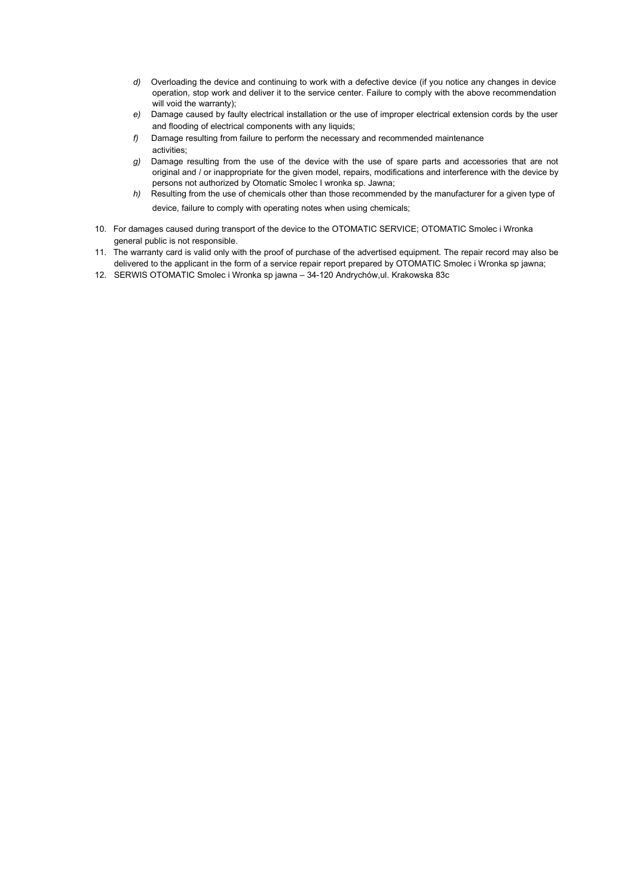*d)* Overloading the device and continuing to work with a defective device (if you notice any changes in device operation, stop work and deliver it to the service center. Failure to comply with the above recommendation will void the warranty);

*e)* Damage caused by faulty electrical installation or the use of improper electrical extension cords by the user and flooding of electrical components with any liquids;

*f)* Damage resulting from failure to perform the necessary and recommended maintenance activities;

*g)* Damage resulting from the use of the device with the use of spare parts and accessories that are not original and / or inappropriate for the given model, repairs, modifications and interference with the device by persons not authorized by Otomatic Smolec I wronka sp. Jawna;

*h)* Resulting from the use of chemicals other than those recommended by the manufacturer for a given type of device, failure to comply with operating notes when using chemicals;

10. For damages caused during transport of the device to the OTOMATIC SERVICE; OTOMATIC Smolec i Wronka general public is not responsible.
11. The warranty card is valid only with the proof of purchase of the advertised equipment. The repair record may also be delivered to the applicant in the form of a service repair report prepared by OTOMATIC Smolec i Wronka sp jawna;
12. SERWIS OTOMATIC Smolec i Wronka sp jawna – 34-120 Andrychów,ul. Krakowska 83c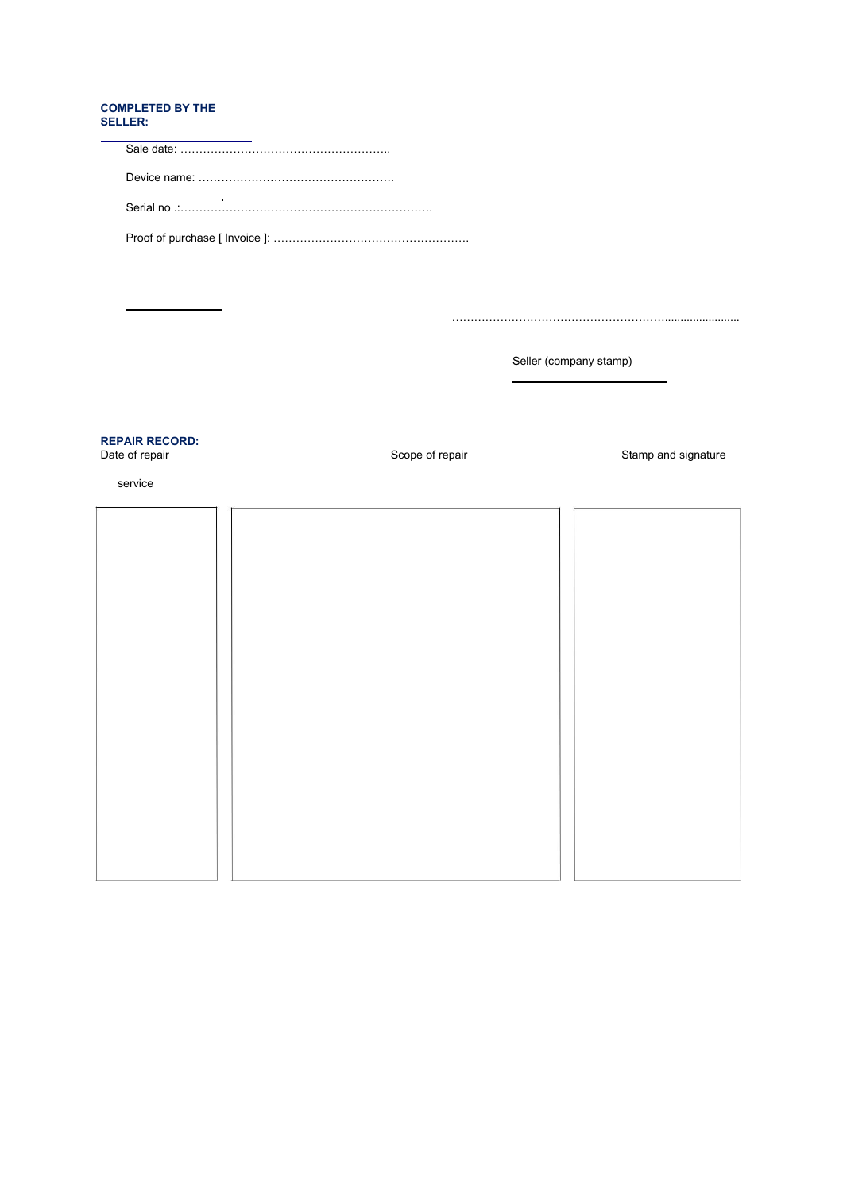**COMPLETED BY THE SELLER:**

Sale date: ………………………………………………..

Device name: …………………………………………….

Serial no .:…………………………………………………………..

Proof of purchase [ Invoice ]: …………………………………………….

…………………………………………………….......................

Seller (company stamp)

**REPAIR RECORD:**

| Date of repair service | Scope of repair | Stamp and signature |
| --- | --- | --- |
| | | |